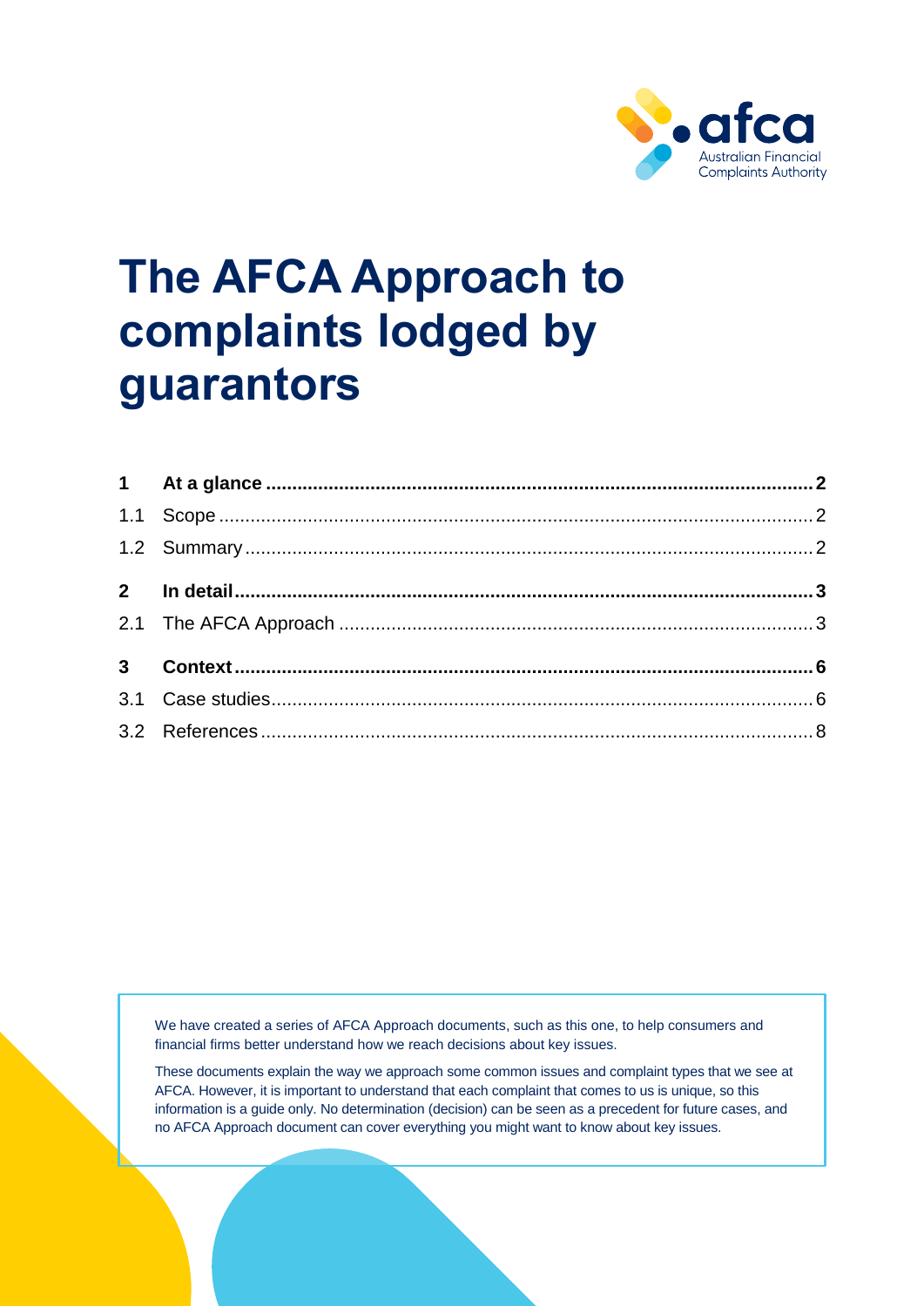# The AFCA Approach to complaints lodged by guarantors

| | | |
|---|---|---|
| **1** | **At a glance** | **2** |
| 1.1 | Scope | 2 |
| 1.2 | Summary | 2 |
| **2** | **In detail** | **3** |
| 2.1 | The AFCA Approach | 3 |
| **3** | **Context** | **6** |
| 3.1 | Case studies | 6 |
| 3.2 | References | 8 |

We have created a series of AFCA Approach documents, such as this one, to help consumers and financial firms better understand how we reach decisions about key issues.

These documents explain the way we approach some common issues and complaint types that we see at AFCA. However, it is important to understand that each complaint that comes to us is unique, so this information is a guide only. No determination (decision) can be seen as a precedent for future cases, and no AFCA Approach document can cover everything you might want to know about key issues.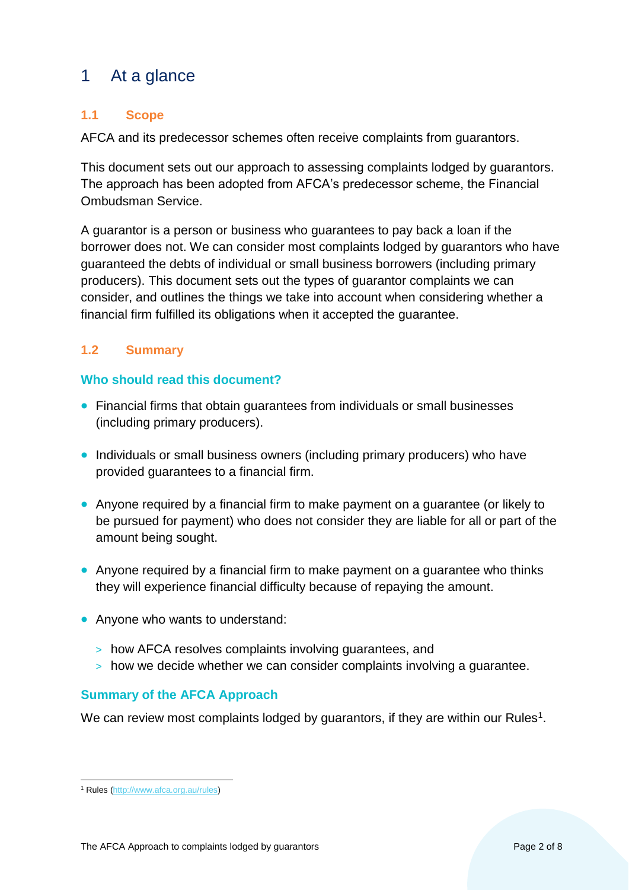# 1 At a glance

## 1.1 Scope

AFCA and its predecessor schemes often receive complaints from guarantors.

This document sets out our approach to assessing complaints lodged by guarantors. The approach has been adopted from AFCA's predecessor scheme, the Financial Ombudsman Service.

A guarantor is a person or business who guarantees to pay back a loan if the borrower does not. We can consider most complaints lodged by guarantors who have guaranteed the debts of individual or small business borrowers (including primary producers). This document sets out the types of guarantor complaints we can consider, and outlines the things we take into account when considering whether a financial firm fulfilled its obligations when it accepted the guarantee.

## 1.2 Summary

### Who should read this document?

- Financial firms that obtain guarantees from individuals or small businesses (including primary producers).
- Individuals or small business owners (including primary producers) who have provided guarantees to a financial firm.
- Anyone required by a financial firm to make payment on a guarantee (or likely to be pursued for payment) who does not consider they are liable for all or part of the amount being sought.
- Anyone required by a financial firm to make payment on a guarantee who thinks they will experience financial difficulty because of repaying the amount.
- Anyone who wants to understand:
  - how AFCA resolves complaints involving guarantees, and
  - how we decide whether we can consider complaints involving a guarantee.

### Summary of the AFCA Approach

We can review most complaints lodged by guarantors, if they are within our Rules[1].

[1] Rules (http://www.afca.org.au/rules)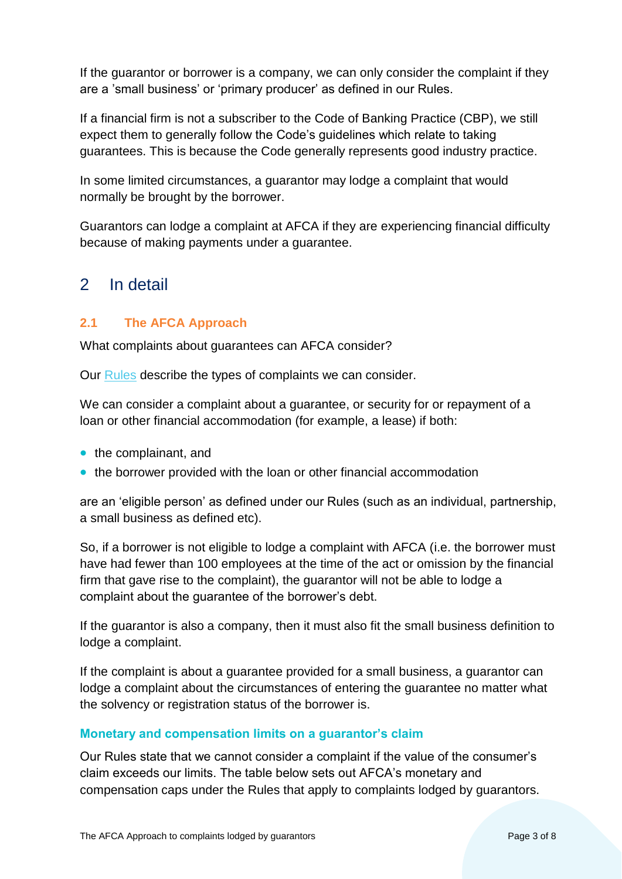If the guarantor or borrower is a company, we can only consider the complaint if they are a 'small business' or 'primary producer' as defined in our Rules.

If a financial firm is not a subscriber to the Code of Banking Practice (CBP), we still expect them to generally follow the Code's guidelines which relate to taking guarantees. This is because the Code generally represents good industry practice.

In some limited circumstances, a guarantor may lodge a complaint that would normally be brought by the borrower.

Guarantors can lodge a complaint at AFCA if they are experiencing financial difficulty because of making payments under a guarantee.

## 2 In detail

### 2.1 The AFCA Approach

What complaints about guarantees can AFCA consider?

Our Rules describe the types of complaints we can consider.

We can consider a complaint about a guarantee, or security for or repayment of a loan or other financial accommodation (for example, a lease) if both:

- the complainant, and
- the borrower provided with the loan or other financial accommodation

are an 'eligible person' as defined under our Rules (such as an individual, partnership, a small business as defined etc).

So, if a borrower is not eligible to lodge a complaint with AFCA (i.e. the borrower must have had fewer than 100 employees at the time of the act or omission by the financial firm that gave rise to the complaint), the guarantor will not be able to lodge a complaint about the guarantee of the borrower's debt.

If the guarantor is also a company, then it must also fit the small business definition to lodge a complaint.

If the complaint is about a guarantee provided for a small business, a guarantor can lodge a complaint about the circumstances of entering the guarantee no matter what the solvency or registration status of the borrower is.

#### Monetary and compensation limits on a guarantor's claim

Our Rules state that we cannot consider a complaint if the value of the consumer's claim exceeds our limits. The table below sets out AFCA's monetary and compensation caps under the Rules that apply to complaints lodged by guarantors.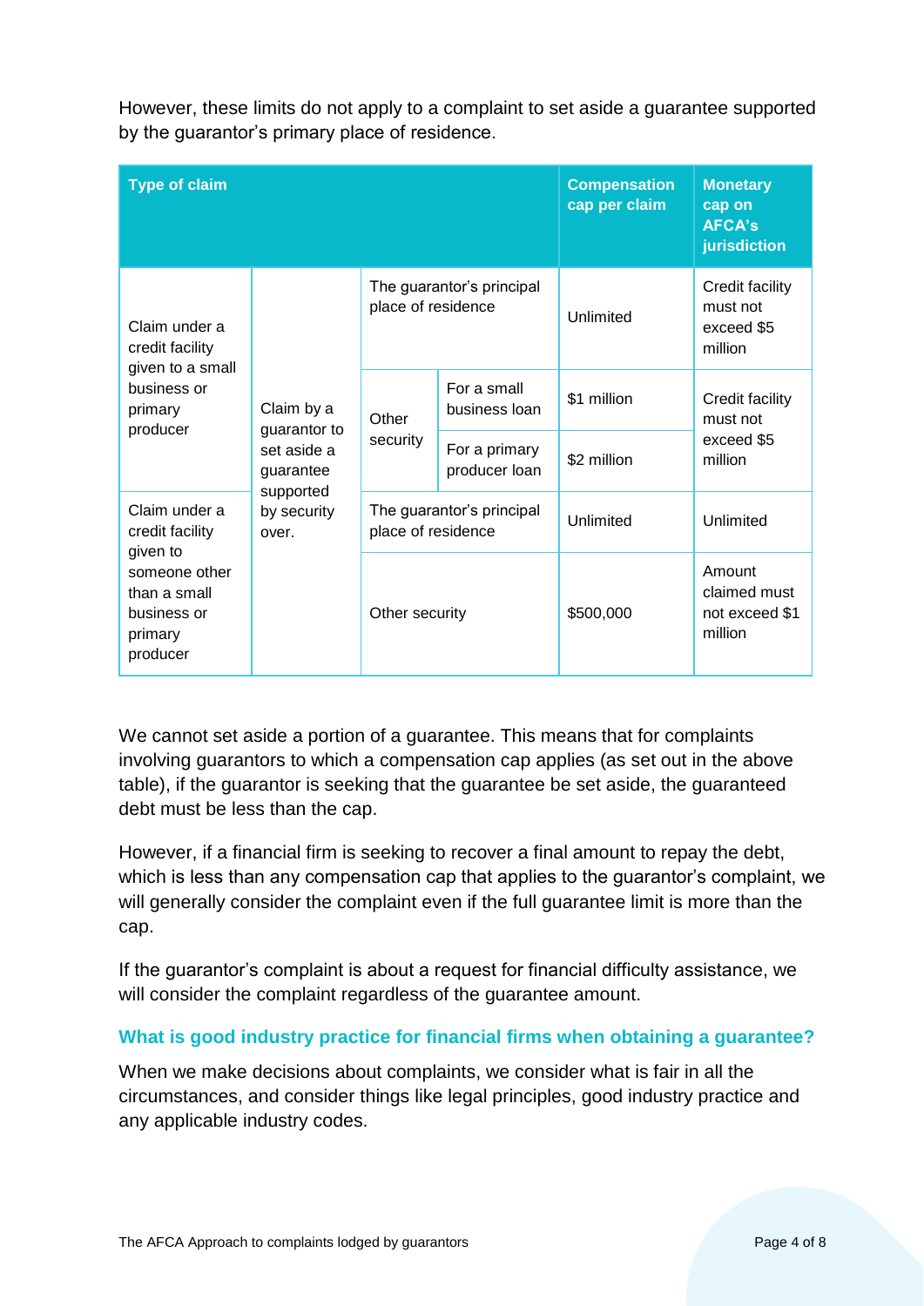However, these limits do not apply to a complaint to set aside a guarantee supported by the guarantor's primary place of residence.

| Type of claim | | | | Compensation cap per claim | Monetary cap on AFCA's jurisdiction |
|---|---|---|---|---|---|
| Claim under a credit facility given to a small business or primary producer | Claim by a guarantor to set aside a guarantee supported by security over. | The guarantor's principal place of residence | | Unlimited | Credit facility must not exceed $5 million |
| | | Other security | For a small business loan | $1 million | Credit facility must not exceed $5 million |
| | | | For a primary producer loan | $2 million | |
| Claim under a credit facility given to someone other than a small business or primary producer | | The guarantor's principal place of residence | | Unlimited | Unlimited |
| | | Other security | | $500,000 | Amount claimed must not exceed $1 million |

We cannot set aside a portion of a guarantee. This means that for complaints involving guarantors to which a compensation cap applies (as set out in the above table), if the guarantor is seeking that the guarantee be set aside, the guaranteed debt must be less than the cap.

However, if a financial firm is seeking to recover a final amount to repay the debt, which is less than any compensation cap that applies to the guarantor's complaint, we will generally consider the complaint even if the full guarantee limit is more than the cap.

If the guarantor's complaint is about a request for financial difficulty assistance, we will consider the complaint regardless of the guarantee amount.

### What is good industry practice for financial firms when obtaining a guarantee?

When we make decisions about complaints, we consider what is fair in all the circumstances, and consider things like legal principles, good industry practice and any applicable industry codes.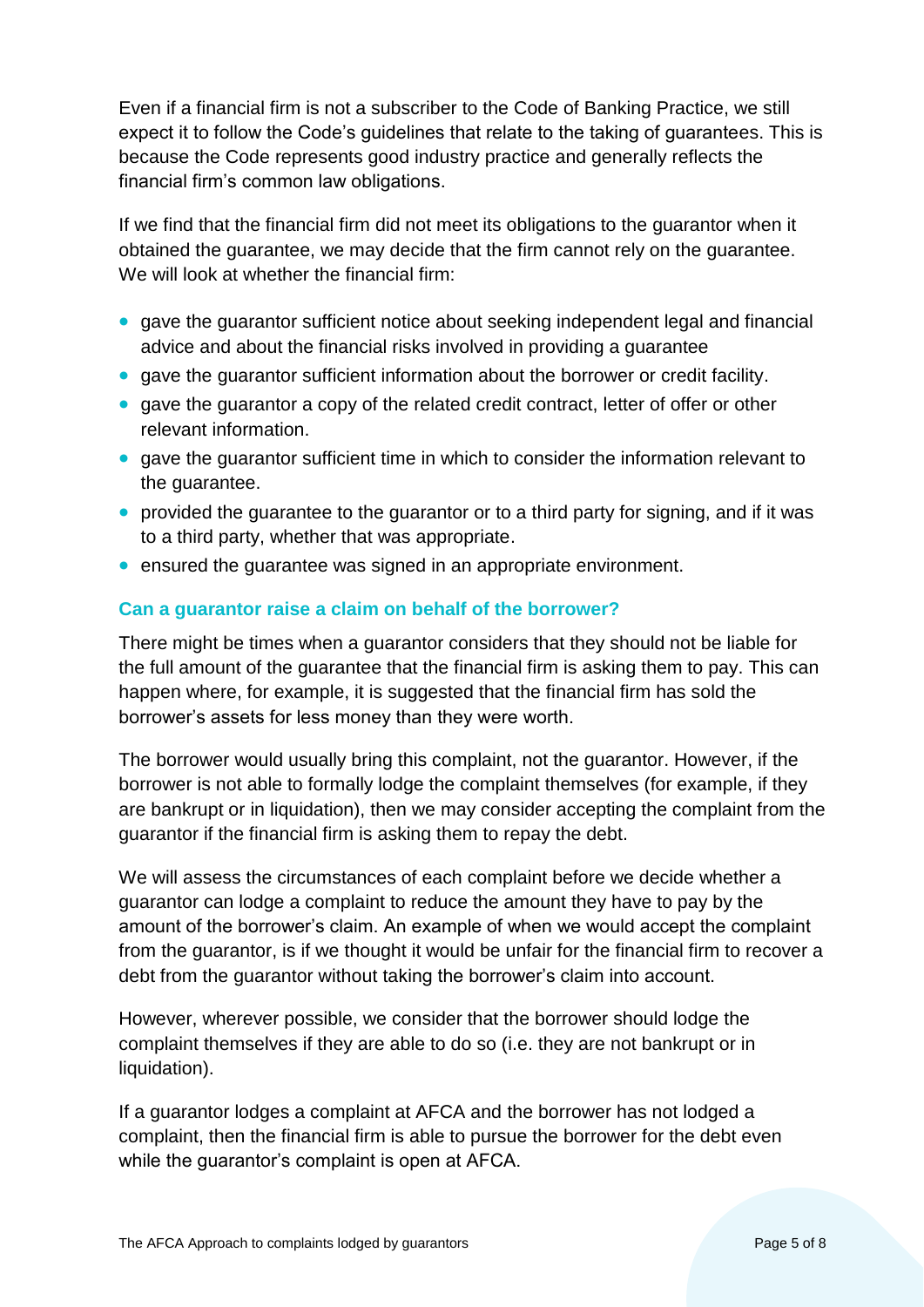Even if a financial firm is not a subscriber to the Code of Banking Practice, we still expect it to follow the Code's guidelines that relate to the taking of guarantees. This is because the Code represents good industry practice and generally reflects the financial firm's common law obligations.

If we find that the financial firm did not meet its obligations to the guarantor when it obtained the guarantee, we may decide that the firm cannot rely on the guarantee. We will look at whether the financial firm:

- gave the guarantor sufficient notice about seeking independent legal and financial advice and about the financial risks involved in providing a guarantee
- gave the guarantor sufficient information about the borrower or credit facility.
- gave the guarantor a copy of the related credit contract, letter of offer or other relevant information.
- gave the guarantor sufficient time in which to consider the information relevant to the guarantee.
- provided the guarantee to the guarantor or to a third party for signing, and if it was to a third party, whether that was appropriate.
- ensured the guarantee was signed in an appropriate environment.

### Can a guarantor raise a claim on behalf of the borrower?

There might be times when a guarantor considers that they should not be liable for the full amount of the guarantee that the financial firm is asking them to pay. This can happen where, for example, it is suggested that the financial firm has sold the borrower's assets for less money than they were worth.

The borrower would usually bring this complaint, not the guarantor. However, if the borrower is not able to formally lodge the complaint themselves (for example, if they are bankrupt or in liquidation), then we may consider accepting the complaint from the guarantor if the financial firm is asking them to repay the debt.

We will assess the circumstances of each complaint before we decide whether a guarantor can lodge a complaint to reduce the amount they have to pay by the amount of the borrower's claim. An example of when we would accept the complaint from the guarantor, is if we thought it would be unfair for the financial firm to recover a debt from the guarantor without taking the borrower's claim into account.

However, wherever possible, we consider that the borrower should lodge the complaint themselves if they are able to do so (i.e. they are not bankrupt or in liquidation).

If a guarantor lodges a complaint at AFCA and the borrower has not lodged a complaint, then the financial firm is able to pursue the borrower for the debt even while the guarantor's complaint is open at AFCA.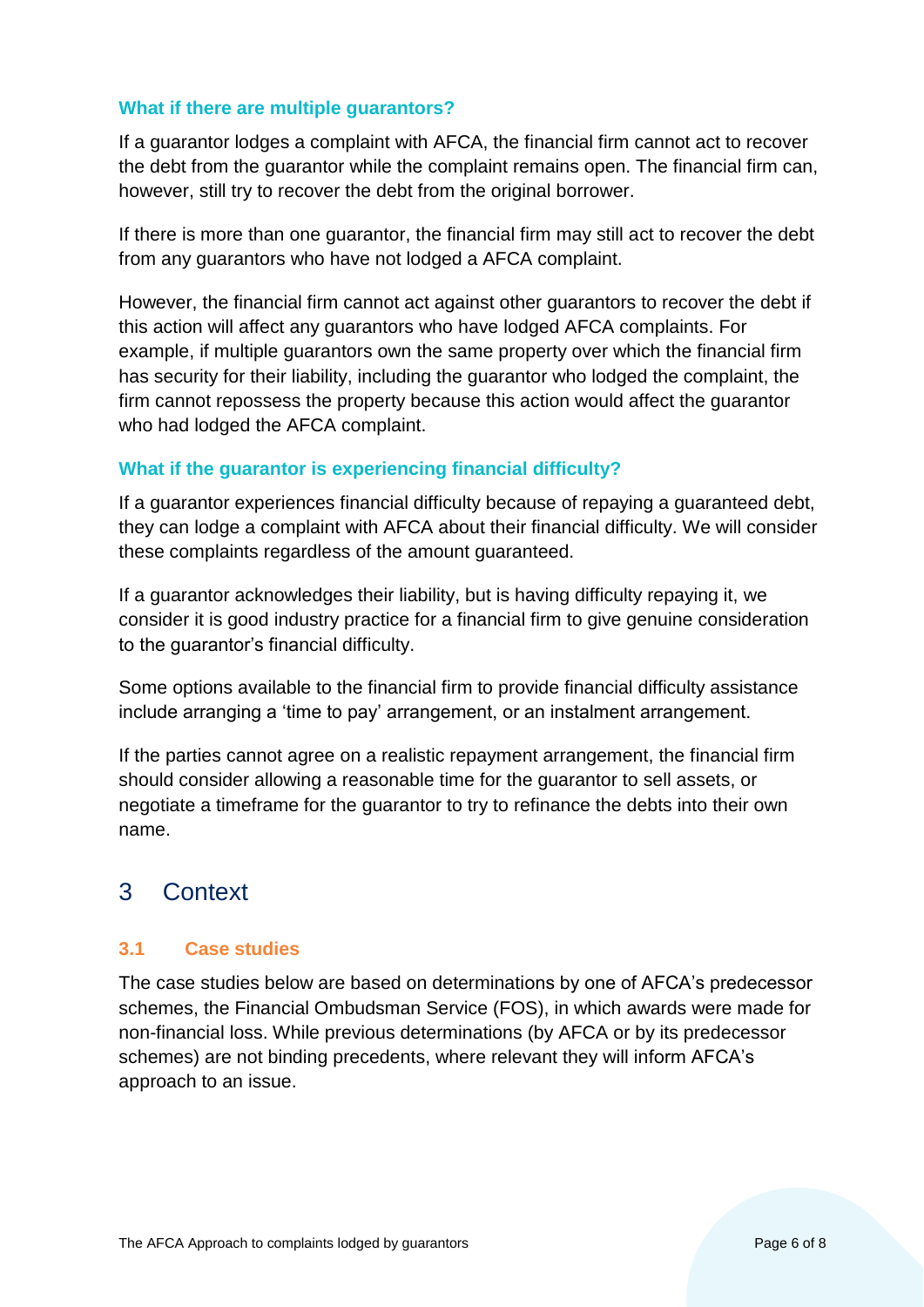### What if there are multiple guarantors?

If a guarantor lodges a complaint with AFCA, the financial firm cannot act to recover the debt from the guarantor while the complaint remains open. The financial firm can, however, still try to recover the debt from the original borrower.

If there is more than one guarantor, the financial firm may still act to recover the debt from any guarantors who have not lodged a AFCA complaint.

However, the financial firm cannot act against other guarantors to recover the debt if this action will affect any guarantors who have lodged AFCA complaints. For example, if multiple guarantors own the same property over which the financial firm has security for their liability, including the guarantor who lodged the complaint, the firm cannot repossess the property because this action would affect the guarantor who had lodged the AFCA complaint.

### What if the guarantor is experiencing financial difficulty?

If a guarantor experiences financial difficulty because of repaying a guaranteed debt, they can lodge a complaint with AFCA about their financial difficulty. We will consider these complaints regardless of the amount guaranteed.

If a guarantor acknowledges their liability, but is having difficulty repaying it, we consider it is good industry practice for a financial firm to give genuine consideration to the guarantor's financial difficulty.

Some options available to the financial firm to provide financial difficulty assistance include arranging a 'time to pay' arrangement, or an instalment arrangement.

If the parties cannot agree on a realistic repayment arrangement, the financial firm should consider allowing a reasonable time for the guarantor to sell assets, or negotiate a timeframe for the guarantor to try to refinance the debts into their own name.

# 3 Context

## 3.1 Case studies

The case studies below are based on determinations by one of AFCA's predecessor schemes, the Financial Ombudsman Service (FOS), in which awards were made for non-financial loss. While previous determinations (by AFCA or by its predecessor schemes) are not binding precedents, where relevant they will inform AFCA's approach to an issue.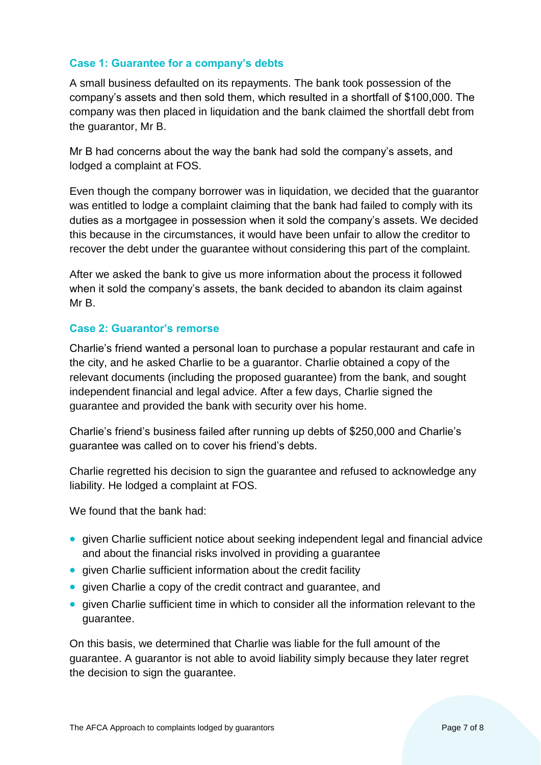### Case 1: Guarantee for a company's debts

A small business defaulted on its repayments. The bank took possession of the company's assets and then sold them, which resulted in a shortfall of $100,000. The company was then placed in liquidation and the bank claimed the shortfall debt from the guarantor, Mr B.

Mr B had concerns about the way the bank had sold the company's assets, and lodged a complaint at FOS.

Even though the company borrower was in liquidation, we decided that the guarantor was entitled to lodge a complaint claiming that the bank had failed to comply with its duties as a mortgagee in possession when it sold the company's assets. We decided this because in the circumstances, it would have been unfair to allow the creditor to recover the debt under the guarantee without considering this part of the complaint.

After we asked the bank to give us more information about the process it followed when it sold the company's assets, the bank decided to abandon its claim against Mr B.

### Case 2: Guarantor's remorse

Charlie's friend wanted a personal loan to purchase a popular restaurant and cafe in the city, and he asked Charlie to be a guarantor. Charlie obtained a copy of the relevant documents (including the proposed guarantee) from the bank, and sought independent financial and legal advice. After a few days, Charlie signed the guarantee and provided the bank with security over his home.

Charlie's friend's business failed after running up debts of $250,000 and Charlie's guarantee was called on to cover his friend's debts.

Charlie regretted his decision to sign the guarantee and refused to acknowledge any liability. He lodged a complaint at FOS.

We found that the bank had:

- given Charlie sufficient notice about seeking independent legal and financial advice and about the financial risks involved in providing a guarantee
- given Charlie sufficient information about the credit facility
- given Charlie a copy of the credit contract and guarantee, and
- given Charlie sufficient time in which to consider all the information relevant to the guarantee.

On this basis, we determined that Charlie was liable for the full amount of the guarantee. A guarantor is not able to avoid liability simply because they later regret the decision to sign the guarantee.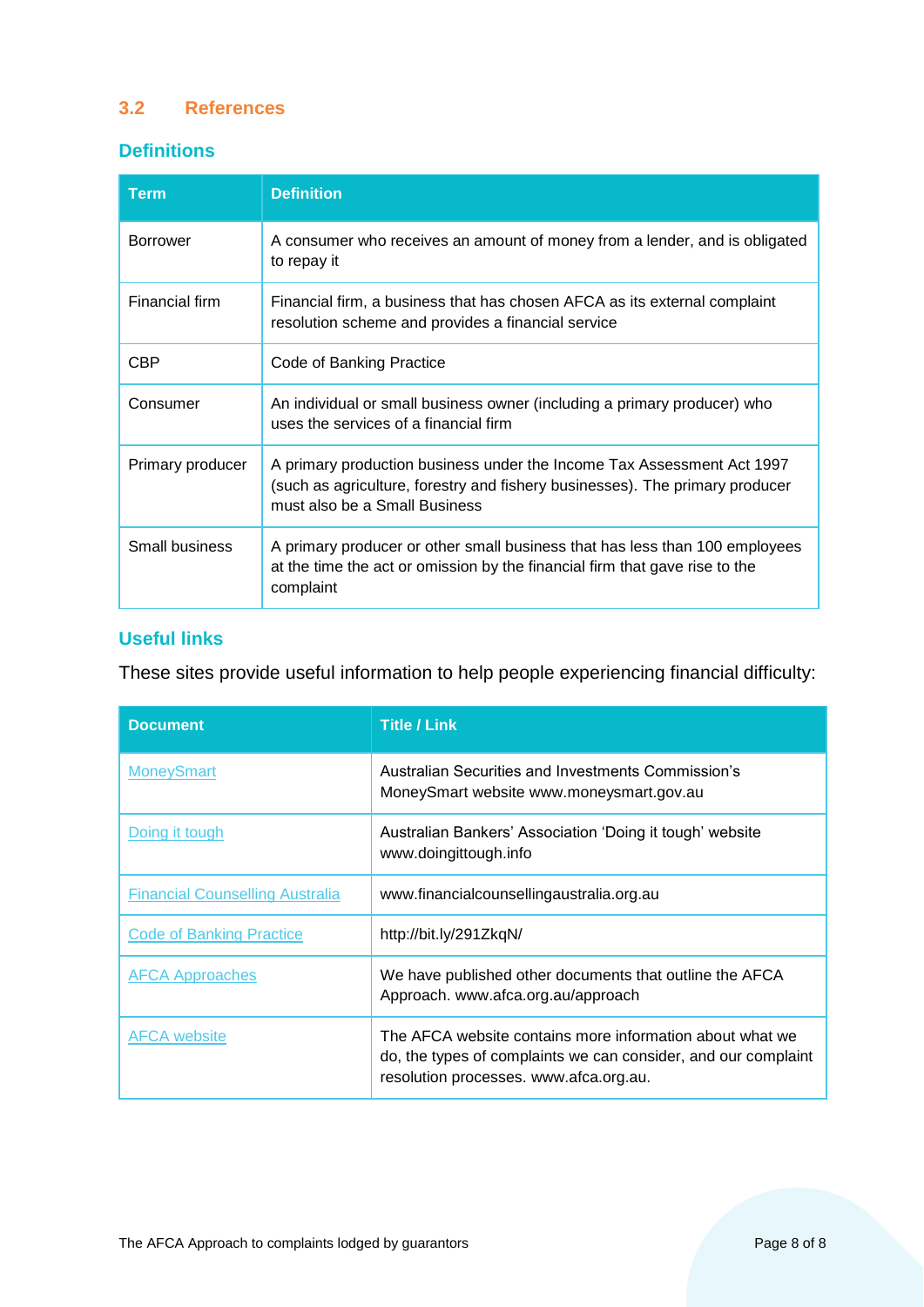## 3.2 References

### Definitions

| Term | Definition |
|---|---|
| Borrower | A consumer who receives an amount of money from a lender, and is obligated to repay it |
| Financial firm | Financial firm, a business that has chosen AFCA as its external complaint resolution scheme and provides a financial service |
| CBP | Code of Banking Practice |
| Consumer | An individual or small business owner (including a primary producer) who uses the services of a financial firm |
| Primary producer | A primary production business under the Income Tax Assessment Act 1997 (such as agriculture, forestry and fishery businesses). The primary producer must also be a Small Business |
| Small business | A primary producer or other small business that has less than 100 employees at the time the act or omission by the financial firm that gave rise to the complaint |

### Useful links

These sites provide useful information to help people experiencing financial difficulty:

| Document | Title / Link |
|---|---|
| MoneySmart | Australian Securities and Investments Commission's MoneySmart website www.moneysmart.gov.au |
| Doing it tough | Australian Bankers' Association 'Doing it tough' website www.doingittough.info |
| Financial Counselling Australia | www.financialcounsellingaustralia.org.au |
| Code of Banking Practice | http://bit.ly/291ZkqN/ |
| AFCA Approaches | We have published other documents that outline the AFCA Approach. www.afca.org.au/approach |
| AFCA website | The AFCA website contains more information about what we do, the types of complaints we can consider, and our complaint resolution processes. www.afca.org.au. |